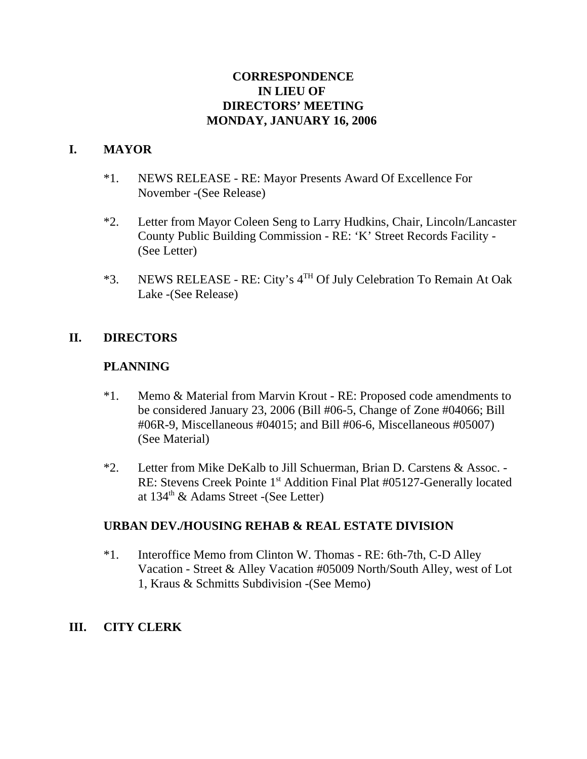# CORRESPONDENCE
# IN LIEU OF
# DIRECTORS' MEETING
# MONDAY, JANUARY 16, 2006

## I. MAYOR

*1. NEWS RELEASE - RE: Mayor Presents Award Of Excellence For November -(See Release)

*2. Letter from Mayor Coleen Seng to Larry Hudkins, Chair, Lincoln/Lancaster County Public Building Commission - RE: 'K' Street Records Facility - (See Letter)

*3. NEWS RELEASE - RE: City's 4TH Of July Celebration To Remain At Oak Lake -(See Release)

## II. DIRECTORS

### PLANNING

*1. Memo & Material from Marvin Krout - RE: Proposed code amendments to be considered January 23, 2006 (Bill #06-5, Change of Zone #04066; Bill #06R-9, Miscellaneous #04015; and Bill #06-6, Miscellaneous #05007) (See Material)

*2. Letter from Mike DeKalb to Jill Schuerman, Brian D. Carstens & Assoc. - RE: Stevens Creek Pointe 1st Addition Final Plat #05127-Generally located at 134th & Adams Street -(See Letter)

### URBAN DEV./HOUSING REHAB & REAL ESTATE DIVISION

*1. Interoffice Memo from Clinton W. Thomas - RE: 6th-7th, C-D Alley Vacation - Street & Alley Vacation #05009 North/South Alley, west of Lot 1, Kraus & Schmitts Subdivision -(See Memo)

## III. CITY CLERK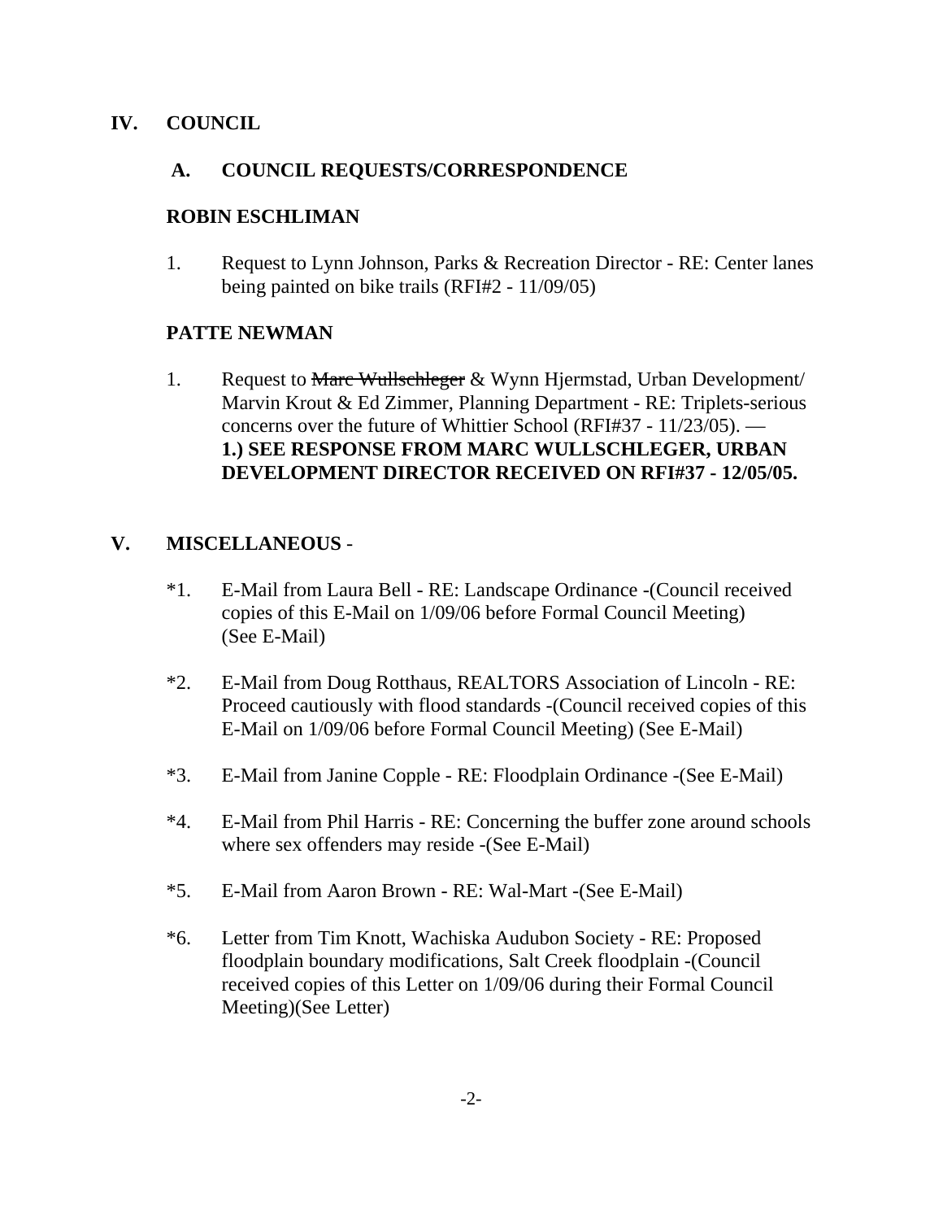## IV. COUNCIL

### A. COUNCIL REQUESTS/CORRESPONDENCE

**ROBIN ESCHLIMAN**

1. Request to Lynn Johnson, Parks & Recreation Director - RE: Center lanes being painted on bike trails (RFI#2 - 11/09/05)

**PATTE NEWMAN**

1. Request to ~~Marc Wullschleger~~ & Wynn Hjermstad, Urban Development/ Marvin Krout & Ed Zimmer, Planning Department - RE: Triplets-serious concerns over the future of Whittier School (RFI#37 - 11/23/05). — **1.) SEE RESPONSE FROM MARC WULLSCHLEGER, URBAN DEVELOPMENT DIRECTOR RECEIVED ON RFI#37 - 12/05/05.**

## V. MISCELLANEOUS -

*1. E-Mail from Laura Bell - RE: Landscape Ordinance -(Council received copies of this E-Mail on 1/09/06 before Formal Council Meeting) (See E-Mail)

*2. E-Mail from Doug Rotthaus, REALTORS Association of Lincoln - RE: Proceed cautiously with flood standards -(Council received copies of this E-Mail on 1/09/06 before Formal Council Meeting) (See E-Mail)

*3. E-Mail from Janine Copple - RE: Floodplain Ordinance -(See E-Mail)

*4. E-Mail from Phil Harris - RE: Concerning the buffer zone around schools where sex offenders may reside -(See E-Mail)

*5. E-Mail from Aaron Brown - RE: Wal-Mart -(See E-Mail)

*6. Letter from Tim Knott, Wachiska Audubon Society - RE: Proposed floodplain boundary modifications, Salt Creek floodplain -(Council received copies of this Letter on 1/09/06 during their Formal Council Meeting)(See Letter)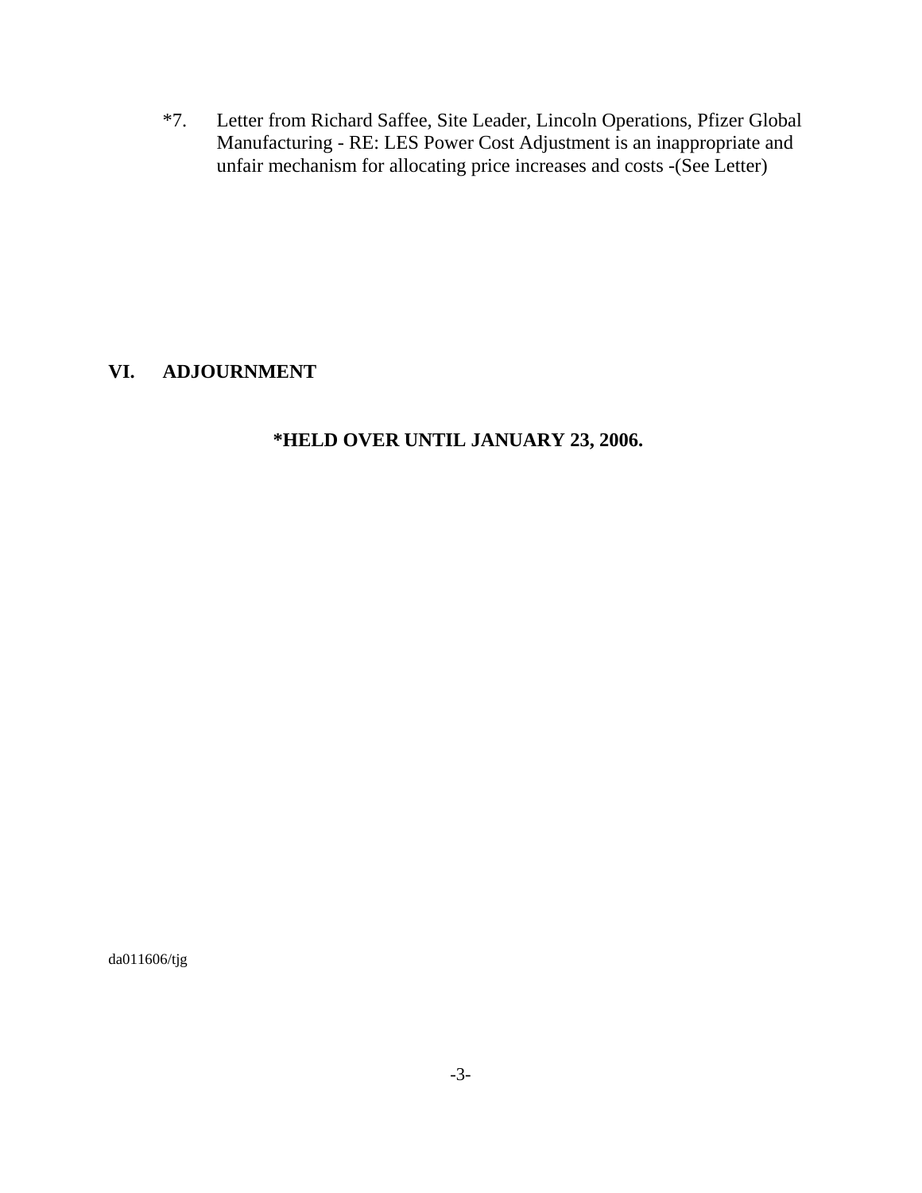*7. Letter from Richard Saffee, Site Leader, Lincoln Operations, Pfizer Global Manufacturing - RE: LES Power Cost Adjustment is an inappropriate and unfair mechanism for allocating price increases and costs -(See Letter)

## VI. ADJOURNMENT

**\*HELD OVER UNTIL JANUARY 23, 2006.**

da011606/tjg